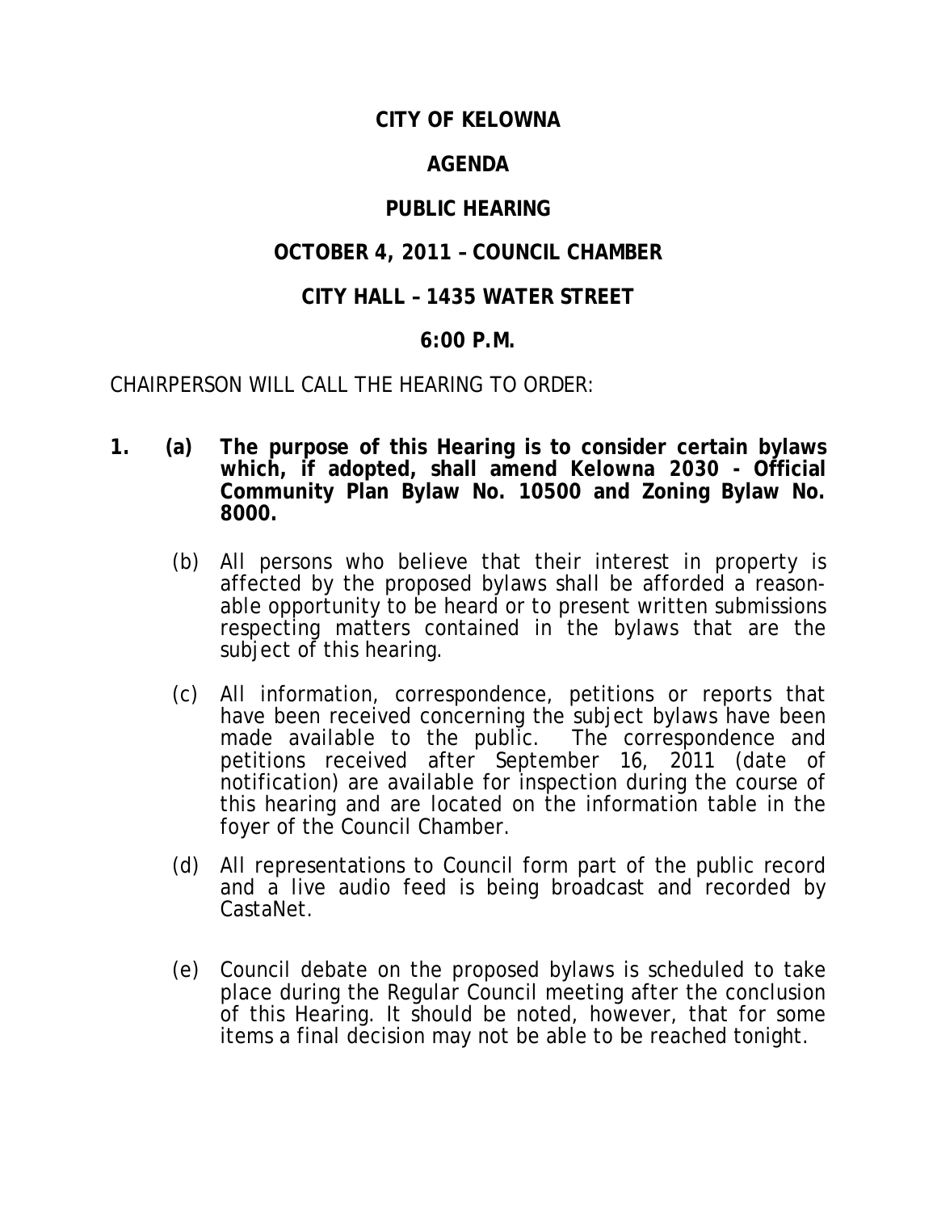# CITY OF KELOWNA

## AGENDA

## PUBLIC HEARING

## OCTOBER 4, 2011 – COUNCIL CHAMBER

## CITY HALL – 1435 WATER STREET

## 6:00 P.M.

CHAIRPERSON WILL CALL THE HEARING TO ORDER:

1. (a) **The purpose of this Hearing is to consider certain bylaws which, if adopted, shall amend Kelowna 2030 - Official Community Plan Bylaw No. 10500 and Zoning Bylaw No. 8000.**

   (b) All persons who believe that their interest in property is affected by the proposed bylaws shall be afforded a reasonable opportunity to be heard or to present written submissions respecting matters contained in the bylaws that are the subject of this hearing.

   (c) All information, correspondence, petitions or reports that have been received concerning the subject bylaws have been made available to the public. The correspondence and petitions received after September 16, 2011 (date of notification) are available for inspection during the course of this hearing and are located on the information table in the foyer of the Council Chamber.

   (d) All representations to Council form part of the public record and a live audio feed is being broadcast and recorded by CastaNet.

   (e) Council debate on the proposed bylaws is scheduled to take place during the Regular Council meeting after the conclusion of this Hearing. It should be noted, however, that for some items a final decision may not be able to be reached tonight.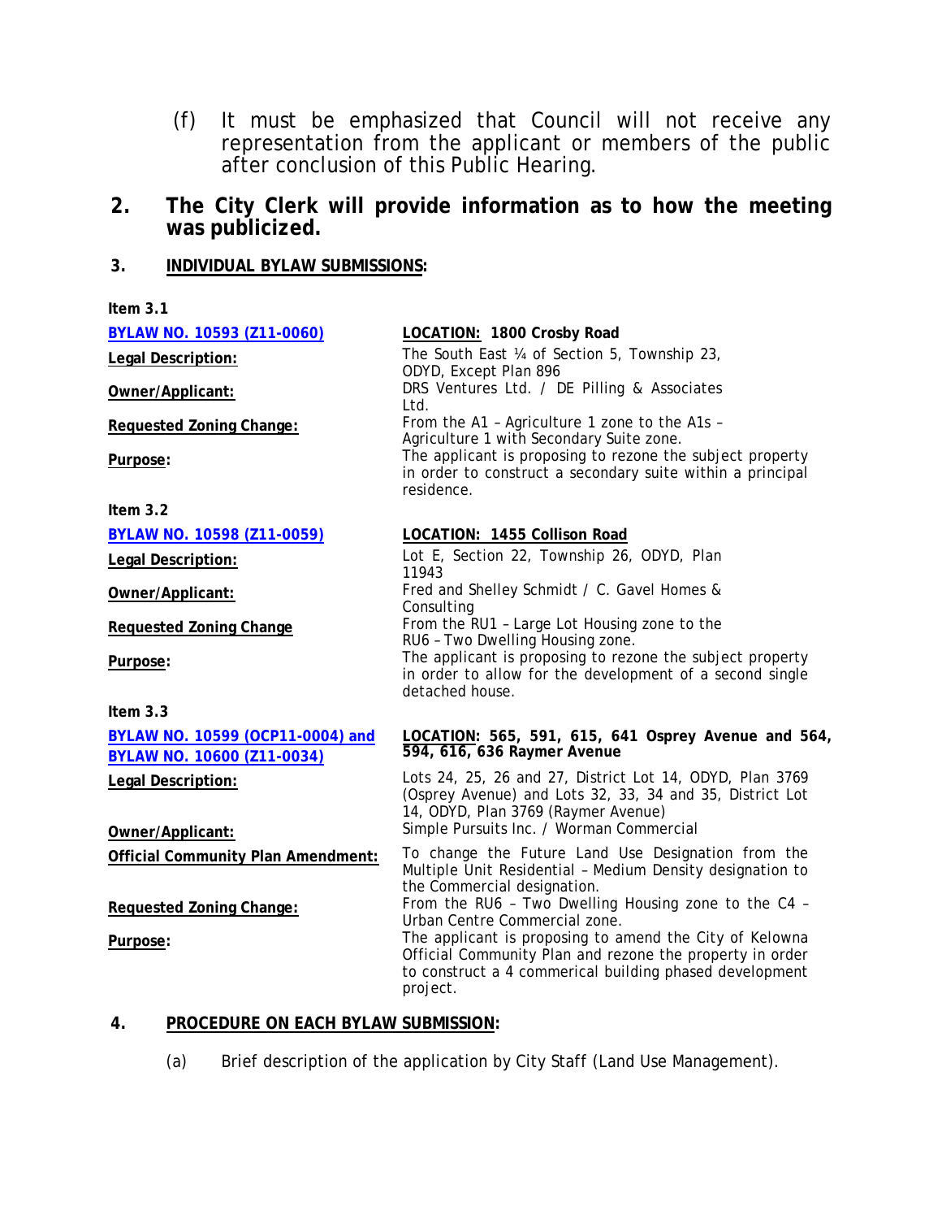(f) It must be emphasized that Council will not receive any representation from the applicant or members of the public after conclusion of this Public Hearing.

## 2. The City Clerk will provide information as to how the meeting was publicized.

### 3. INDIVIDUAL BYLAW SUBMISSIONS:

**Item 3.1**

| | |
|---|---|
| **BYLAW NO. 10593 (Z11-0060)** | **LOCATION: 1800 Crosby Road** |
| **Legal Description:** | The South East ¼ of Section 5, Township 23, ODYD, Except Plan 896 |
| **Owner/Applicant:** | DRS Ventures Ltd. / DE Pilling & Associates Ltd. |
| **Requested Zoning Change:** | From the A1 – Agriculture 1 zone to the A1s – Agriculture 1 with Secondary Suite zone. |
| **Purpose:** | The applicant is proposing to rezone the subject property in order to construct a secondary suite within a principal residence. |

**Item 3.2**

| | |
|---|---|
| **BYLAW NO. 10598 (Z11-0059)** | **LOCATION: 1455 Collison Road** |
| **Legal Description:** | Lot E, Section 22, Township 26, ODYD, Plan 11943 |
| **Owner/Applicant:** | Fred and Shelley Schmidt / C. Gavel Homes & Consulting |
| **Requested Zoning Change** | From the RU1 – Large Lot Housing zone to the RU6 – Two Dwelling Housing zone. |
| **Purpose:** | The applicant is proposing to rezone the subject property in order to allow for the development of a second single detached house. |

**Item 3.3**

| | |
|---|---|
| **BYLAW NO. 10599 (OCP11-0004) and BYLAW NO. 10600 (Z11-0034)** | **LOCATION: 565, 591, 615, 641 Osprey Avenue and 564, 594, 616, 636 Raymer Avenue** |
| **Legal Description:** | Lots 24, 25, 26 and 27, District Lot 14, ODYD, Plan 3769 (Osprey Avenue) and Lots 32, 33, 34 and 35, District Lot 14, ODYD, Plan 3769 (Raymer Avenue) |
| **Owner/Applicant:** | Simple Pursuits Inc. / Worman Commercial |
| **Official Community Plan Amendment:** | To change the Future Land Use Designation from the Multiple Unit Residential – Medium Density designation to the Commercial designation. |
| **Requested Zoning Change:** | From the RU6 – Two Dwelling Housing zone to the C4 – Urban Centre Commercial zone. |
| **Purpose:** | The applicant is proposing to amend the City of Kelowna Official Community Plan and rezone the property in order to construct a 4 commerical building phased development project. |

### 4. PROCEDURE ON EACH BYLAW SUBMISSION:

(a) Brief description of the application by City Staff (Land Use Management).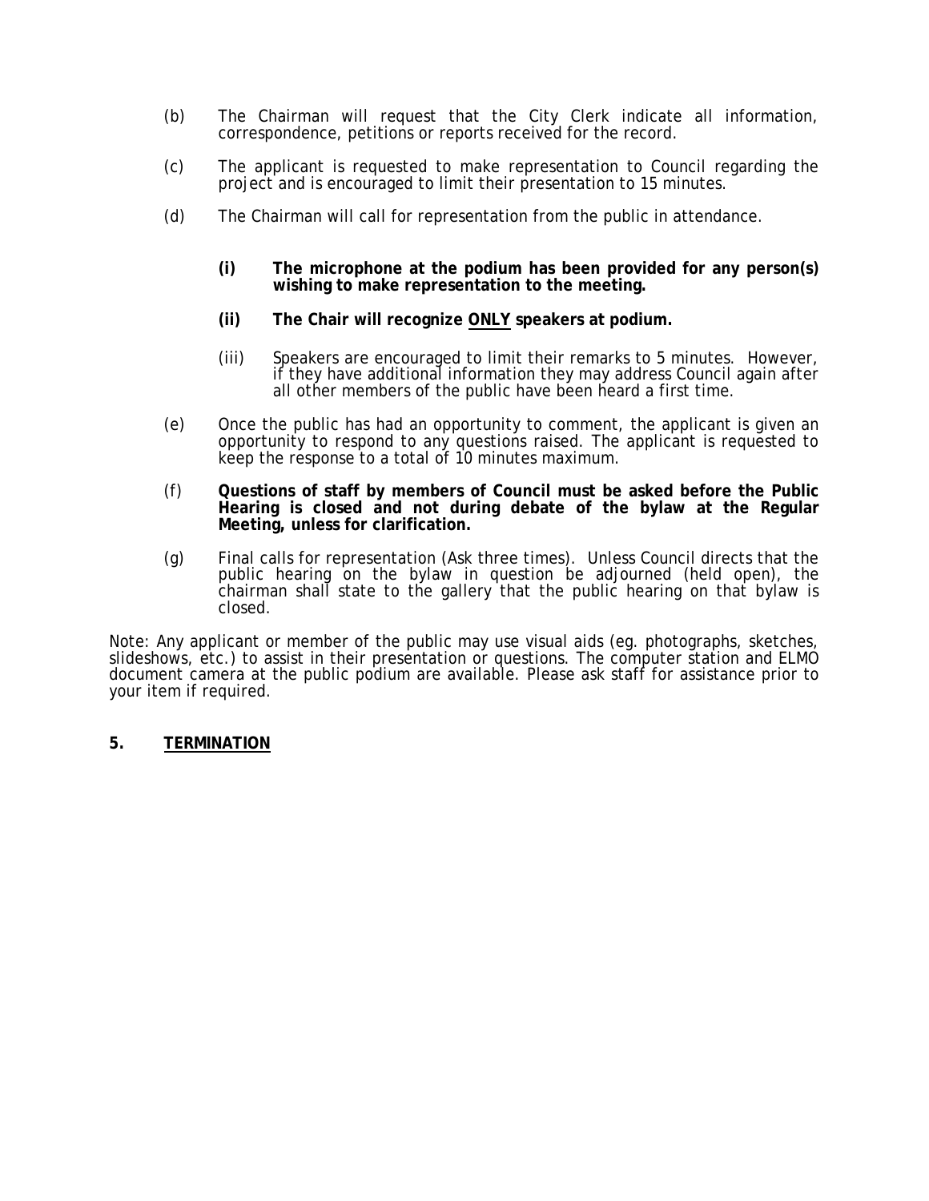(b) The Chairman will request that the City Clerk indicate all information, correspondence, petitions or reports received for the record.

(c) The applicant is requested to make representation to Council regarding the project and is encouraged to limit their presentation to 15 minutes.

(d) The Chairman will call for representation from the public in attendance.

  **(i) The microphone at the podium has been provided for any person(s) wishing to make representation to the meeting.**

  **(ii) The Chair will recognize <u>ONLY</u> speakers at podium.**

  (iii) Speakers are encouraged to limit their remarks to 5 minutes. However, if they have additional information they may address Council again after all other members of the public have been heard a first time.

(e) Once the public has had an opportunity to comment, the applicant is given an opportunity to respond to any questions raised. The applicant is requested to keep the response to a total of 10 minutes maximum.

(f) **Questions of staff by members of Council must be asked before the Public Hearing is closed and not during debate of the bylaw at the Regular Meeting, unless for clarification.**

(g) Final calls for representation (Ask three times). Unless Council directs that the public hearing on the bylaw in question be adjourned (held open), the chairman shall state to the gallery that the public hearing on that bylaw is closed.

Note: Any applicant or member of the public may use visual aids (eg. photographs, sketches, slideshows, etc.) to assist in their presentation or questions. The computer station and ELMO document camera at the public podium are available. Please ask staff for assistance prior to your item if required.

## 5. <u>TERMINATION</u>